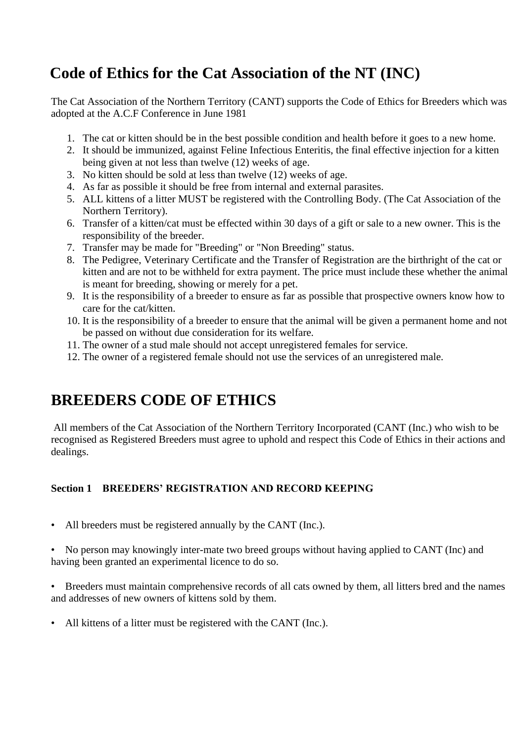# Code of Ethics for the Cat Association of the NT (INC)

The Cat Association of the Northern Territory (CANT) supports the Code of Ethics for Breeders which was adopted at the A.C.F Conference in June 1981

1. The cat or kitten should be in the best possible condition and health before it goes to a new home.
2. It should be immunized, against Feline Infectious Enteritis, the final effective injection for a kitten being given at not less than twelve (12) weeks of age.
3. No kitten should be sold at less than twelve (12) weeks of age.
4. As far as possible it should be free from internal and external parasites.
5. ALL kittens of a litter MUST be registered with the Controlling Body. (The Cat Association of the Northern Territory).
6. Transfer of a kitten/cat must be effected within 30 days of a gift or sale to a new owner. This is the responsibility of the breeder.
7. Transfer may be made for "Breeding" or "Non Breeding" status.
8. The Pedigree, Veterinary Certificate and the Transfer of Registration are the birthright of the cat or kitten and are not to be withheld for extra payment. The price must include these whether the animal is meant for breeding, showing or merely for a pet.
9. It is the responsibility of a breeder to ensure as far as possible that prospective owners know how to care for the cat/kitten.
10. It is the responsibility of a breeder to ensure that the animal will be given a permanent home and not be passed on without due consideration for its welfare.
11. The owner of a stud male should not accept unregistered females for service.
12. The owner of a registered female should not use the services of an unregistered male.

# BREEDERS CODE OF ETHICS

All members of the Cat Association of the Northern Territory Incorporated (CANT (Inc.) who wish to be recognised as Registered Breeders must agree to uphold and respect this Code of Ethics in their actions and dealings.

### Section 1 BREEDERS' REGISTRATION AND RECORD KEEPING

- All breeders must be registered annually by the CANT (Inc.).
- No person may knowingly inter-mate two breed groups without having applied to CANT (Inc) and having been granted an experimental licence to do so.
- Breeders must maintain comprehensive records of all cats owned by them, all litters bred and the names and addresses of new owners of kittens sold by them.
- All kittens of a litter must be registered with the CANT (Inc.).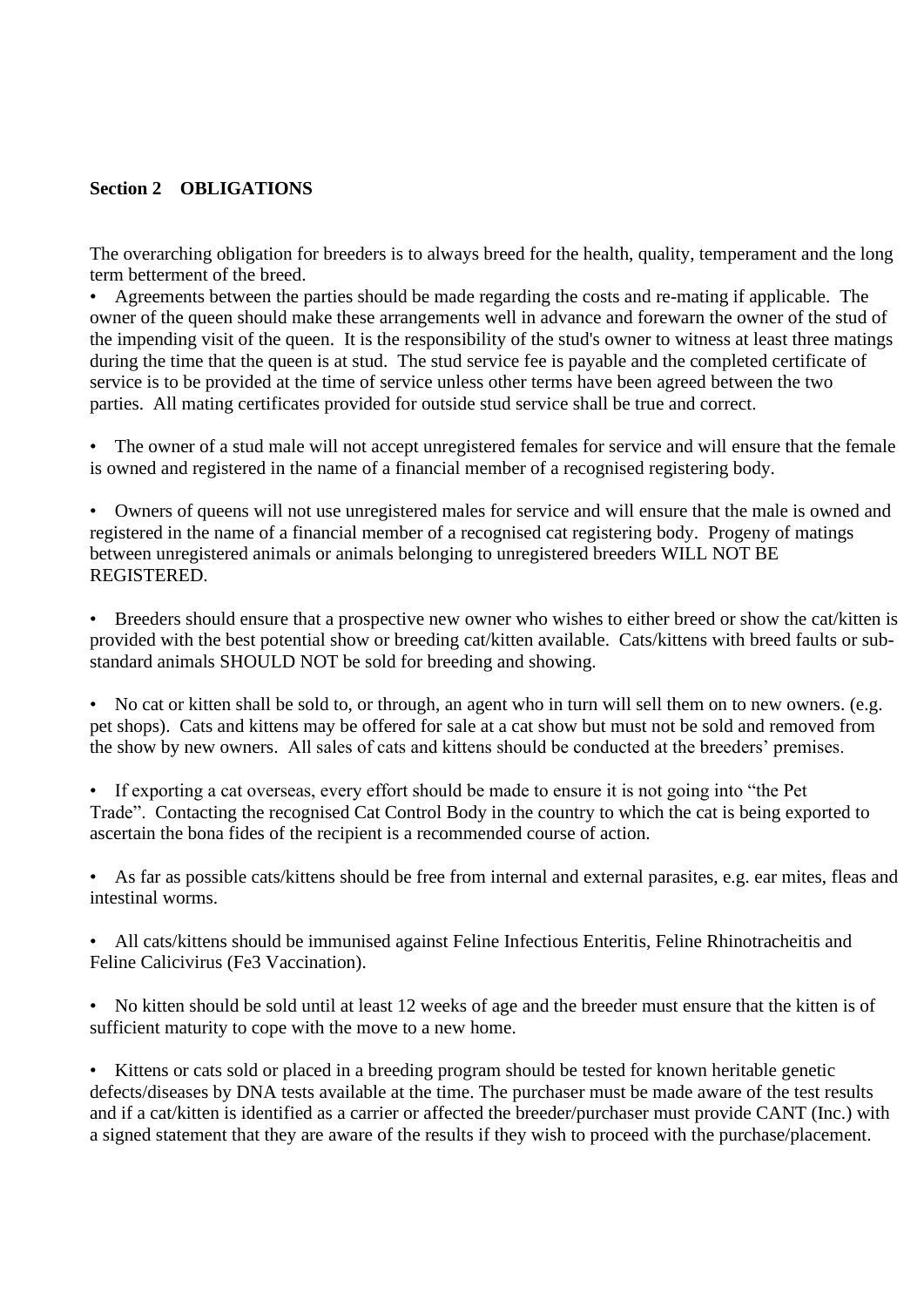**Section 2 OBLIGATIONS**

The overarching obligation for breeders is to always breed for the health, quality, temperament and the long term betterment of the breed.

- Agreements between the parties should be made regarding the costs and re-mating if applicable. The owner of the queen should make these arrangements well in advance and forewarn the owner of the stud of the impending visit of the queen. It is the responsibility of the stud's owner to witness at least three matings during the time that the queen is at stud. The stud service fee is payable and the completed certificate of service is to be provided at the time of service unless other terms have been agreed between the two parties. All mating certificates provided for outside stud service shall be true and correct.

- The owner of a stud male will not accept unregistered females for service and will ensure that the female is owned and registered in the name of a financial member of a recognised registering body.

- Owners of queens will not use unregistered males for service and will ensure that the male is owned and registered in the name of a financial member of a recognised cat registering body. Progeny of matings between unregistered animals or animals belonging to unregistered breeders WILL NOT BE REGISTERED.

- Breeders should ensure that a prospective new owner who wishes to either breed or show the cat/kitten is provided with the best potential show or breeding cat/kitten available. Cats/kittens with breed faults or sub-standard animals SHOULD NOT be sold for breeding and showing.

- No cat or kitten shall be sold to, or through, an agent who in turn will sell them on to new owners. (e.g. pet shops). Cats and kittens may be offered for sale at a cat show but must not be sold and removed from the show by new owners. All sales of cats and kittens should be conducted at the breeders' premises.

- If exporting a cat overseas, every effort should be made to ensure it is not going into "the Pet Trade". Contacting the recognised Cat Control Body in the country to which the cat is being exported to ascertain the bona fides of the recipient is a recommended course of action.

- As far as possible cats/kittens should be free from internal and external parasites, e.g. ear mites, fleas and intestinal worms.

- All cats/kittens should be immunised against Feline Infectious Enteritis, Feline Rhinotracheitis and Feline Calicivirus (Fe3 Vaccination).

- No kitten should be sold until at least 12 weeks of age and the breeder must ensure that the kitten is of sufficient maturity to cope with the move to a new home.

- Kittens or cats sold or placed in a breeding program should be tested for known heritable genetic defects/diseases by DNA tests available at the time. The purchaser must be made aware of the test results and if a cat/kitten is identified as a carrier or affected the breeder/purchaser must provide CANT (Inc.) with a signed statement that they are aware of the results if they wish to proceed with the purchase/placement.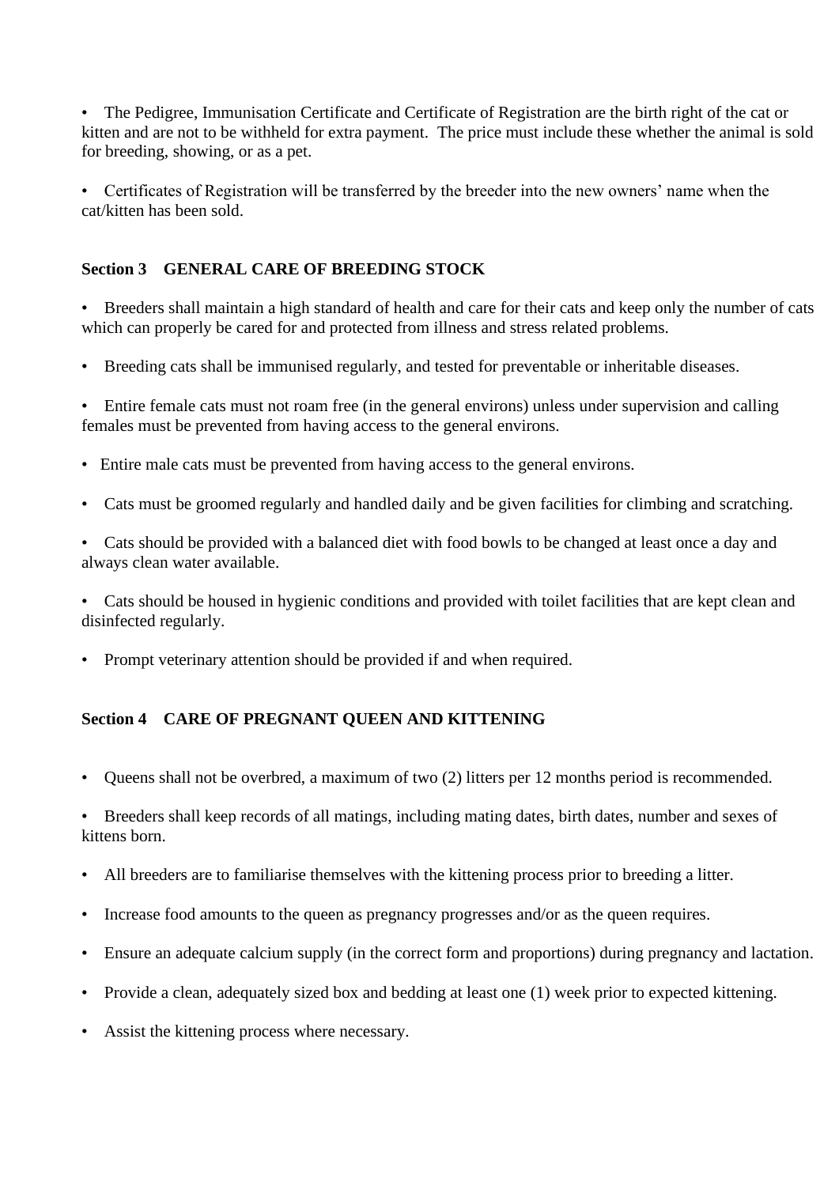- The Pedigree, Immunisation Certificate and Certificate of Registration are the birth right of the cat or kitten and are not to be withheld for extra payment. The price must include these whether the animal is sold for breeding, showing, or as a pet.

- Certificates of Registration will be transferred by the breeder into the new owners' name when the cat/kitten has been sold.

### Section 3 GENERAL CARE OF BREEDING STOCK

- Breeders shall maintain a high standard of health and care for their cats and keep only the number of cats which can properly be cared for and protected from illness and stress related problems.

- Breeding cats shall be immunised regularly, and tested for preventable or inheritable diseases.

- Entire female cats must not roam free (in the general environs) unless under supervision and calling females must be prevented from having access to the general environs.

- Entire male cats must be prevented from having access to the general environs.

- Cats must be groomed regularly and handled daily and be given facilities for climbing and scratching.

- Cats should be provided with a balanced diet with food bowls to be changed at least once a day and always clean water available.

- Cats should be housed in hygienic conditions and provided with toilet facilities that are kept clean and disinfected regularly.

- Prompt veterinary attention should be provided if and when required.

### Section 4 CARE OF PREGNANT QUEEN AND KITTENING

- Queens shall not be overbred, a maximum of two (2) litters per 12 months period is recommended.

- Breeders shall keep records of all matings, including mating dates, birth dates, number and sexes of kittens born.

- All breeders are to familiarise themselves with the kittening process prior to breeding a litter.

- Increase food amounts to the queen as pregnancy progresses and/or as the queen requires.

- Ensure an adequate calcium supply (in the correct form and proportions) during pregnancy and lactation.

- Provide a clean, adequately sized box and bedding at least one (1) week prior to expected kittening.

- Assist the kittening process where necessary.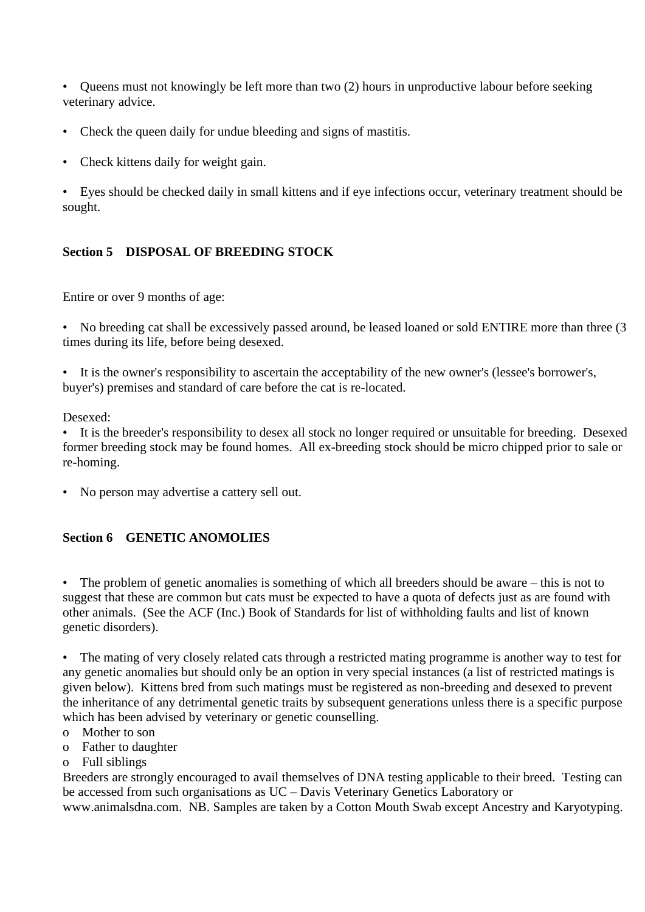- Queens must not knowingly be left more than two (2) hours in unproductive labour before seeking veterinary advice.

- Check the queen daily for undue bleeding and signs of mastitis.

- Check kittens daily for weight gain.

- Eyes should be checked daily in small kittens and if eye infections occur, veterinary treatment should be sought.

### Section 5 DISPOSAL OF BREEDING STOCK

Entire or over 9 months of age:

- No breeding cat shall be excessively passed around, be leased loaned or sold ENTIRE more than three (3 times during its life, before being desexed.

- It is the owner's responsibility to ascertain the acceptability of the new owner's (lessee's borrower's, buyer's) premises and standard of care before the cat is re-located.

Desexed:

- It is the breeder's responsibility to desex all stock no longer required or unsuitable for breeding. Desexed former breeding stock may be found homes. All ex-breeding stock should be micro chipped prior to sale or re-homing.

- No person may advertise a cattery sell out.

### Section 6 GENETIC ANOMOLIES

- The problem of genetic anomalies is something of which all breeders should be aware – this is not to suggest that these are common but cats must be expected to have a quota of defects just as are found with other animals. (See the ACF (Inc.) Book of Standards for list of withholding faults and list of known genetic disorders).

- The mating of very closely related cats through a restricted mating programme is another way to test for any genetic anomalies but should only be an option in very special instances (a list of restricted matings is given below). Kittens bred from such matings must be registered as non-breeding and desexed to prevent the inheritance of any detrimental genetic traits by subsequent generations unless there is a specific purpose which has been advised by veterinary or genetic counselling.
  - Mother to son
  - Father to daughter
  - Full siblings

Breeders are strongly encouraged to avail themselves of DNA testing applicable to their breed. Testing can be accessed from such organisations as UC – Davis Veterinary Genetics Laboratory or www.animalsdna.com. NB. Samples are taken by a Cotton Mouth Swab except Ancestry and Karyotyping.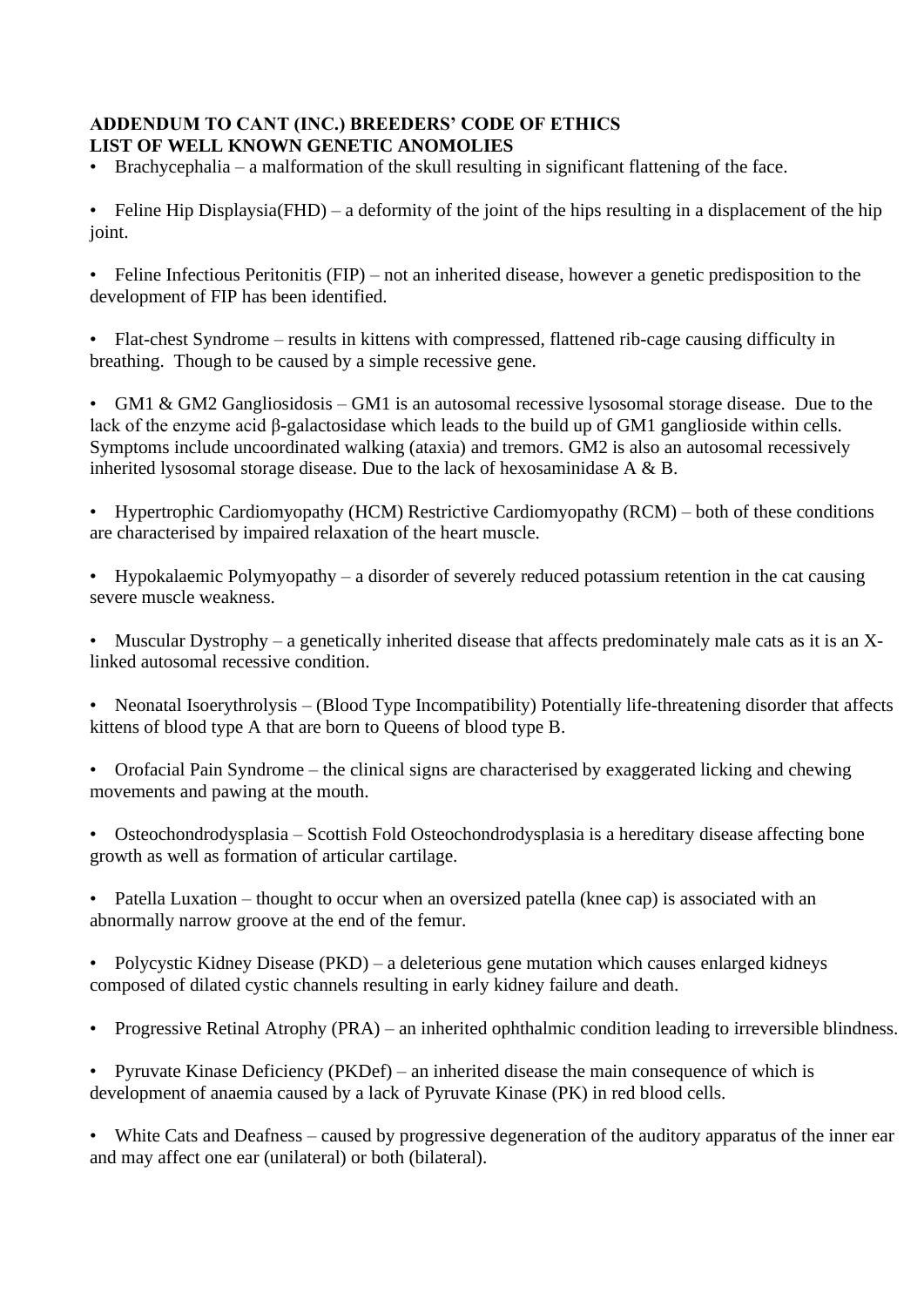**ADDENDUM TO CANT (INC.) BREEDERS' CODE OF ETHICS**
**LIST OF WELL KNOWN GENETIC ANOMOLIES**

- Brachycephalia – a malformation of the skull resulting in significant flattening of the face.

- Feline Hip Displaysia(FHD) – a deformity of the joint of the hips resulting in a displacement of the hip joint.

- Feline Infectious Peritonitis (FIP) – not an inherited disease, however a genetic predisposition to the development of FIP has been identified.

- Flat-chest Syndrome – results in kittens with compressed, flattened rib-cage causing difficulty in breathing. Though to be caused by a simple recessive gene.

- GM1 & GM2 Gangliosidosis – GM1 is an autosomal recessive lysosomal storage disease. Due to the lack of the enzyme acid β-galactosidase which leads to the build up of GM1 ganglioside within cells. Symptoms include uncoordinated walking (ataxia) and tremors. GM2 is also an autosomal recessively inherited lysosomal storage disease. Due to the lack of hexosaminidase A & B.

- Hypertrophic Cardiomyopathy (HCM) Restrictive Cardiomyopathy (RCM) – both of these conditions are characterised by impaired relaxation of the heart muscle.

- Hypokalaemic Polymyopathy – a disorder of severely reduced potassium retention in the cat causing severe muscle weakness.

- Muscular Dystrophy – a genetically inherited disease that affects predominately male cats as it is an X-linked autosomal recessive condition.

- Neonatal Isoerythrolysis – (Blood Type Incompatibility) Potentially life-threatening disorder that affects kittens of blood type A that are born to Queens of blood type B.

- Orofacial Pain Syndrome – the clinical signs are characterised by exaggerated licking and chewing movements and pawing at the mouth.

- Osteochondrodysplasia – Scottish Fold Osteochondrodysplasia is a hereditary disease affecting bone growth as well as formation of articular cartilage.

- Patella Luxation – thought to occur when an oversized patella (knee cap) is associated with an abnormally narrow groove at the end of the femur.

- Polycystic Kidney Disease (PKD) – a deleterious gene mutation which causes enlarged kidneys composed of dilated cystic channels resulting in early kidney failure and death.

- Progressive Retinal Atrophy (PRA) – an inherited ophthalmic condition leading to irreversible blindness.

- Pyruvate Kinase Deficiency (PKDef) – an inherited disease the main consequence of which is development of anaemia caused by a lack of Pyruvate Kinase (PK) in red blood cells.

- White Cats and Deafness – caused by progressive degeneration of the auditory apparatus of the inner ear and may affect one ear (unilateral) or both (bilateral).